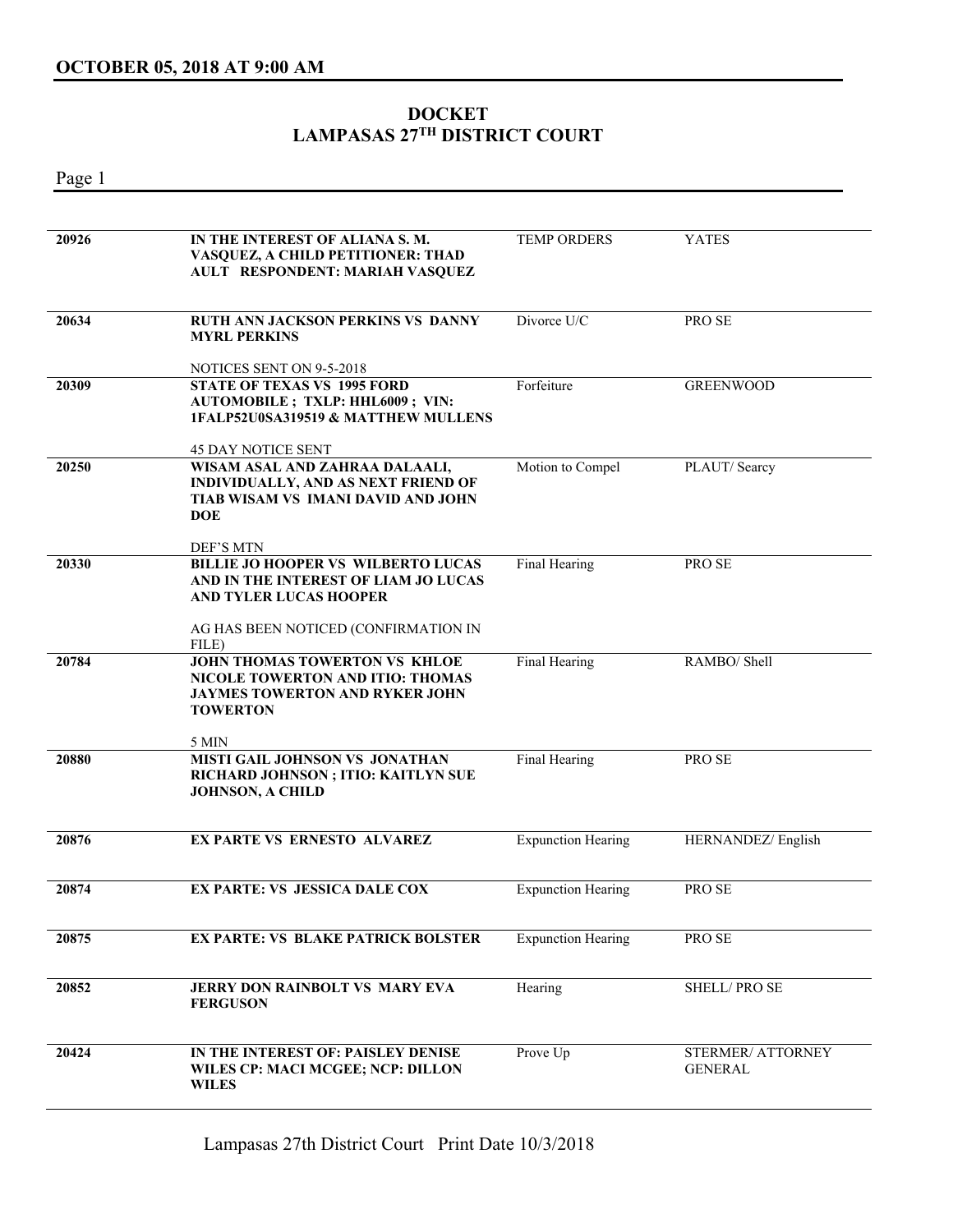## OCTOBER 05, 2018 AT 9:00 AM

# DOCKET
# LAMPASAS 27TH DISTRICT COURT

| | | | |
|---|---|---|---|
| 20926 | **IN THE INTEREST OF ALIANA S. M. VASQUEZ, A CHILD PETITIONER: THAD AULT RESPONDENT: MARIAH VASQUEZ** | TEMP ORDERS | YATES |
| 20634 | **RUTH ANN JACKSON PERKINS VS DANNY MYRL PERKINS**<br><br>NOTICES SENT ON 9-5-2018 | Divorce U/C | PRO SE |
| 20309 | **STATE OF TEXAS VS 1995 FORD AUTOMOBILE ; TXLP: HHL6009 ; VIN: 1FALP52U0SA319519 & MATTHEW MULLENS**<br><br>45 DAY NOTICE SENT | Forfeiture | GREENWOOD |
| 20250 | **WISAM ASAL AND ZAHRAA DALAALI, INDIVIDUALLY, AND AS NEXT FRIEND OF TIAB WISAM VS IMANI DAVID AND JOHN DOE**<br><br>DEF'S MTN | Motion to Compel | PLAUT/ Searcy |
| 20330 | **BILLIE JO HOOPER VS WILBERTO LUCAS AND IN THE INTEREST OF LIAM JO LUCAS AND TYLER LUCAS HOOPER**<br><br>AG HAS BEEN NOTICED (CONFIRMATION IN FILE) | Final Hearing | PRO SE |
| 20784 | **JOHN THOMAS TOWERTON VS KHLOE NICOLE TOWERTON AND ITIO: THOMAS JAYMES TOWERTON AND RYKER JOHN TOWERTON**<br><br>5 MIN | Final Hearing | RAMBO/ Shell |
| 20880 | **MISTI GAIL JOHNSON VS JONATHAN RICHARD JOHNSON ; ITIO: KAITLYN SUE JOHNSON, A CHILD** | Final Hearing | PRO SE |
| 20876 | **EX PARTE VS ERNESTO ALVAREZ** | Expunction Hearing | HERNANDEZ/ English |
| 20874 | **EX PARTE: VS JESSICA DALE COX** | Expunction Hearing | PRO SE |
| 20875 | **EX PARTE: VS BLAKE PATRICK BOLSTER** | Expunction Hearing | PRO SE |
| 20852 | **JERRY DON RAINBOLT VS MARY EVA FERGUSON** | Hearing | SHELL/ PRO SE |
| 20424 | **IN THE INTEREST OF: PAISLEY DENISE WILES CP: MACI MCGEE; NCP: DILLON WILES** | Prove Up | STERMER/ ATTORNEY GENERAL |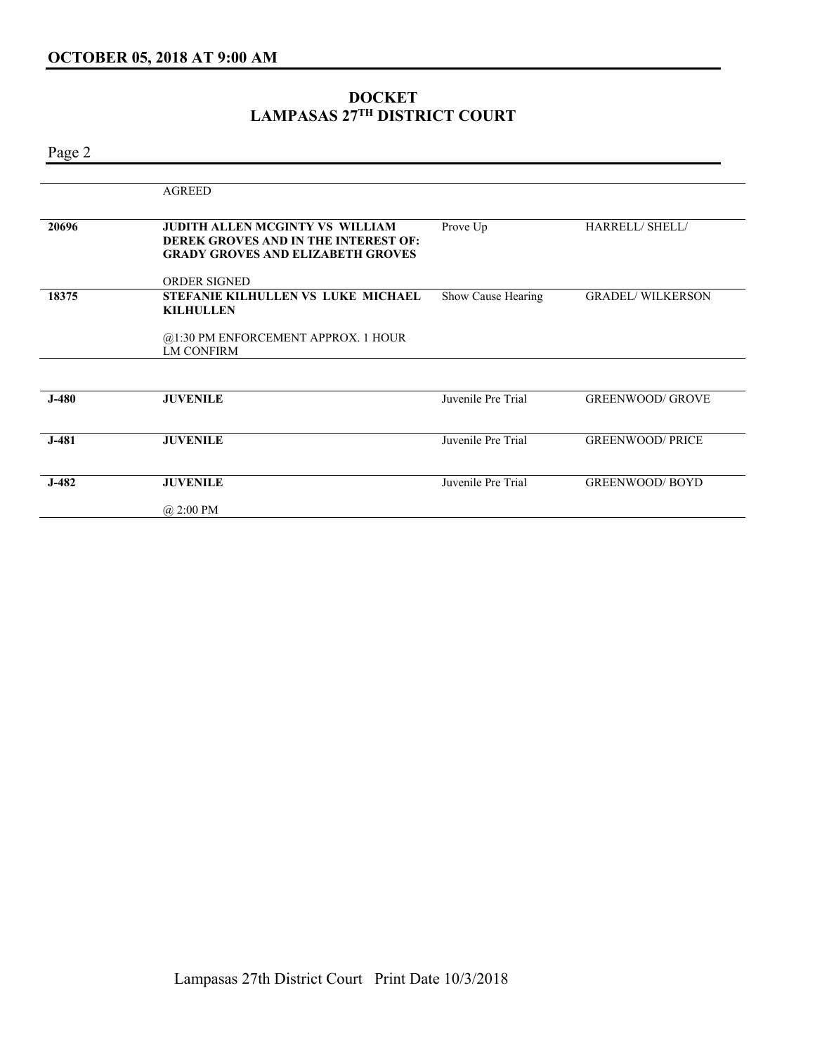**OCTOBER 05, 2018 AT 9:00 AM**

## DOCKET
## LAMPASAS 27TH DISTRICT COURT

| | | | |
|---|---|---|---|
| | AGREED | | |
| **20696** | **JUDITH ALLEN MCGINTY VS WILLIAM DEREK GROVES AND IN THE INTEREST OF: GRADY GROVES AND ELIZABETH GROVES**<br><br>ORDER SIGNED | Prove Up | HARRELL/ SHELL/ |
| **18375** | **STEFANIE KILHULLEN VS LUKE MICHAEL KILHULLEN**<br><br>@1:30 PM ENFORCEMENT APPROX. 1 HOUR LM CONFIRM | Show Cause Hearing | GRADEL/ WILKERSON |
| **J-480** | **JUVENILE** | Juvenile Pre Trial | GREENWOOD/ GROVE |
| **J-481** | **JUVENILE** | Juvenile Pre Trial | GREENWOOD/ PRICE |
| **J-482** | **JUVENILE**<br><br>@ 2:00 PM | Juvenile Pre Trial | GREENWOOD/ BOYD |

Lampasas 27th District Court Print Date 10/3/2018